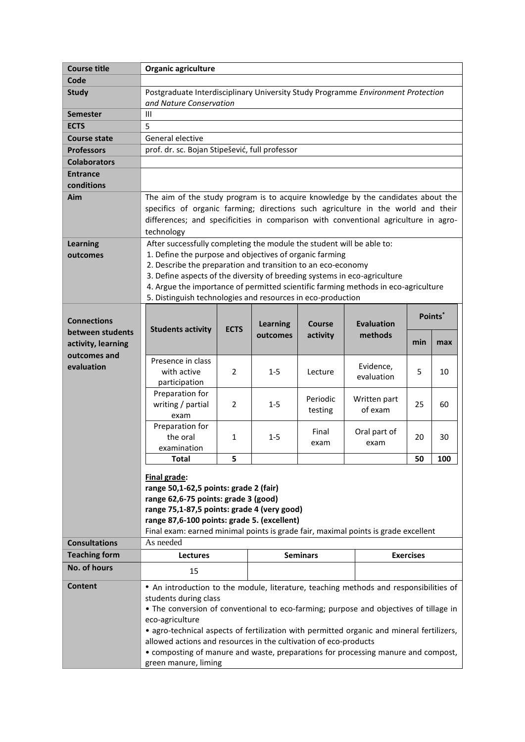| Course title | **Organic agriculture** |
| --- | --- |
| Code | |
| Study | Postgraduate Interdisciplinary University Study Programme *Environment Protection and Nature Conservation* |
| Semester | III |
| ECTS | 5 |
| Course state | General elective |
| Professors | prof. dr. sc. Bojan Stipešević, full professor |
| Colaborators | |
| Entrance conditions | |
| Aim | The aim of the study program is to acquire knowledge by the candidates about the specifics of organic farming; directions such agriculture in the world and their differences; and specificities in comparison with conventional agriculture in agro-technology |
| Learning outcomes | After successfully completing the module the student will be able to:<br>1. Define the purpose and objectives of organic farming<br>2. Describe the preparation and transition to an eco-economy<br>3. Define aspects of the diversity of breeding systems in eco-agriculture<br>4. Argue the importance of permitted scientific farming methods in eco-agriculture<br>5. Distinguish technologies and resources in eco-production |

**Connections between students activity, learning outcomes and evaluation**

| Students activity | ECTS | Learning outcomes | Course activity | Evaluation methods | Points* | |
| --- | --- | --- | --- | --- | --- | --- |
| | | | | | min | max |
| Presence in class with active participation | 2 | 1-5 | Lecture | Evidence, evaluation | 5 | 10 |
| Preparation for writing / partial exam | 2 | 1-5 | Periodic testing | Written part of exam | 25 | 60 |
| Preparation for the oral examination | 1 | 1-5 | Final exam | Oral part of exam | 20 | 30 |
| **Total** | **5** | | | | **50** | **100** |

**<u>Final grade</u>:**
**range 50,1-62,5 points: grade 2 (fair)**
**range 62,6-75 points: grade 3 (good)**
**range 75,1-87,5 points: grade 4 (very good)**
**range 87,6-100 points: grade 5. (excellent)**
Final exam: earned minimal points is grade fair, maximal points is grade excellent

| Consultations | As needed | | |
| --- | --- | --- | --- |
| Teaching form | **Lectures** | **Seminars** | **Exercises** |
| No. of hours | 15 | | |

**Content**

- An introduction to the module, literature, teaching methods and responsibilities of students during class
- The conversion of conventional to eco-farming; purpose and objectives of tillage in eco-agriculture
- agro-technical aspects of fertilization with permitted organic and mineral fertilizers, allowed actions and resources in the cultivation of eco-products
- composting of manure and waste, preparations for processing manure and compost, green manure, liming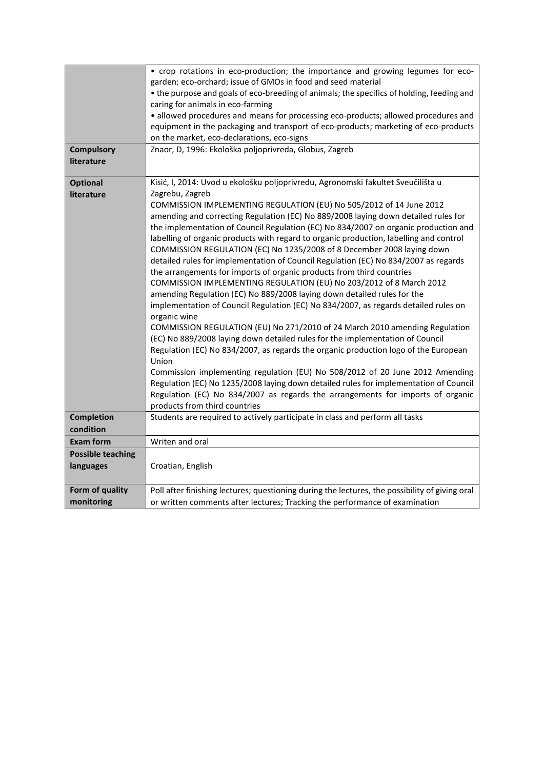| | |
|---|---|
| | • crop rotations in eco-production; the importance and growing legumes for eco-garden; eco-orchard; issue of GMOs in food and seed material<br>• the purpose and goals of eco-breeding of animals; the specifics of holding, feeding and caring for animals in eco-farming<br>• allowed procedures and means for processing eco-products; allowed procedures and equipment in the packaging and transport of eco-products; marketing of eco-products on the market, eco-declarations, eco-signs |
| **Compulsory literature** | Znaor, D, 1996: Ekološka poljoprivreda, Globus, Zagreb |
| **Optional literature** | Kisić, I, 2014: Uvod u ekološku poljoprivredu, Agronomski fakultet Sveučilišta u Zagrebu, Zagreb<br>COMMISSION IMPLEMENTING REGULATION (EU) No 505/2012 of 14 June 2012 amending and correcting Regulation (EC) No 889/2008 laying down detailed rules for the implementation of Council Regulation (EC) No 834/2007 on organic production and labelling of organic products with regard to organic production, labelling and control<br>COMMISSION REGULATION (EC) No 1235/2008 of 8 December 2008 laying down detailed rules for implementation of Council Regulation (EC) No 834/2007 as regards the arrangements for imports of organic products from third countries<br>COMMISSION IMPLEMENTING REGULATION (EU) No 203/2012 of 8 March 2012 amending Regulation (EC) No 889/2008 laying down detailed rules for the implementation of Council Regulation (EC) No 834/2007, as regards detailed rules on organic wine<br>COMMISSION REGULATION (EU) No 271/2010 of 24 March 2010 amending Regulation (EC) No 889/2008 laying down detailed rules for the implementation of Council Regulation (EC) No 834/2007, as regards the organic production logo of the European Union<br>Commission implementing regulation (EU) No 508/2012 of 20 June 2012 Amending Regulation (EC) No 1235/2008 laying down detailed rules for implementation of Council Regulation (EC) No 834/2007 as regards the arrangements for imports of organic products from third countries |
| **Completion condition** | Students are required to actively participate in class and perform all tasks |
| **Exam form** | Writen and oral |
| **Possible teaching languages** | Croatian, English |
| **Form of quality monitoring** | Poll after finishing lectures; questioning during the lectures, the possibility of giving oral or written comments after lectures; Tracking the performance of examination |